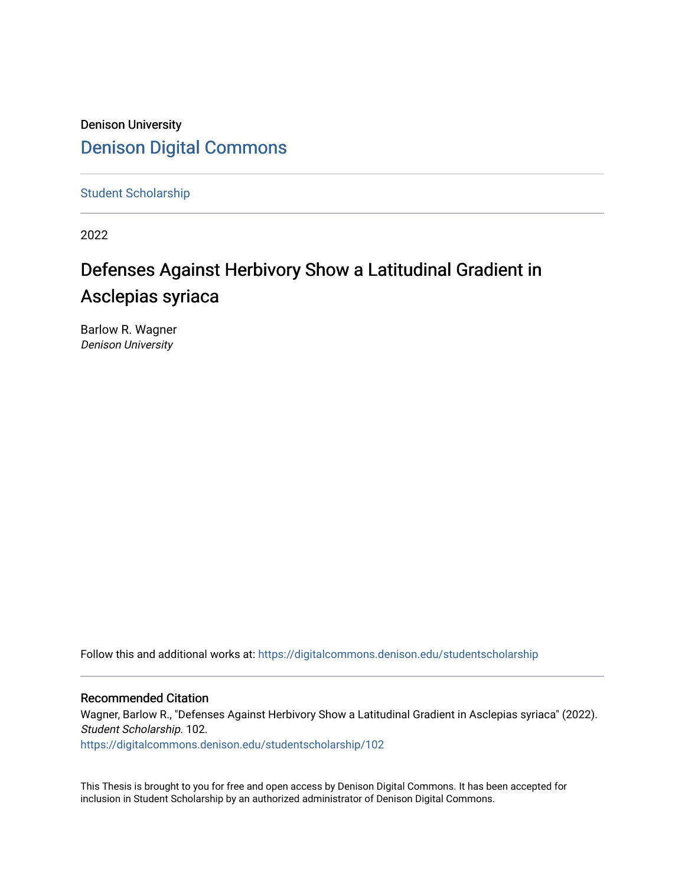Denison University

# Denison Digital Commons

Student Scholarship

2022

# Defenses Against Herbivory Show a Latitudinal Gradient in Asclepias syriaca

Barlow R. Wagner
*Denison University*

Follow this and additional works at: https://digitalcommons.denison.edu/studentscholarship

## Recommended Citation

Wagner, Barlow R., "Defenses Against Herbivory Show a Latitudinal Gradient in Asclepias syriaca" (2022). *Student Scholarship*. 102.
https://digitalcommons.denison.edu/studentscholarship/102

This Thesis is brought to you for free and open access by Denison Digital Commons. It has been accepted for inclusion in Student Scholarship by an authorized administrator of Denison Digital Commons.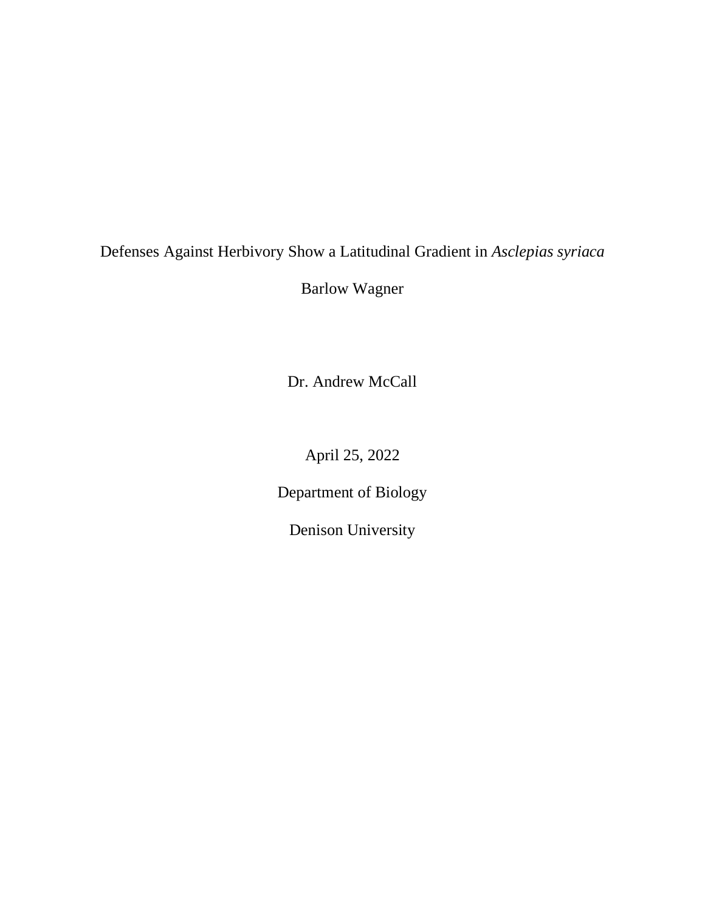# Defenses Against Herbivory Show a Latitudinal Gradient in *Asclepias syriaca*

Barlow Wagner

Dr. Andrew McCall

April 25, 2022

Department of Biology

Denison University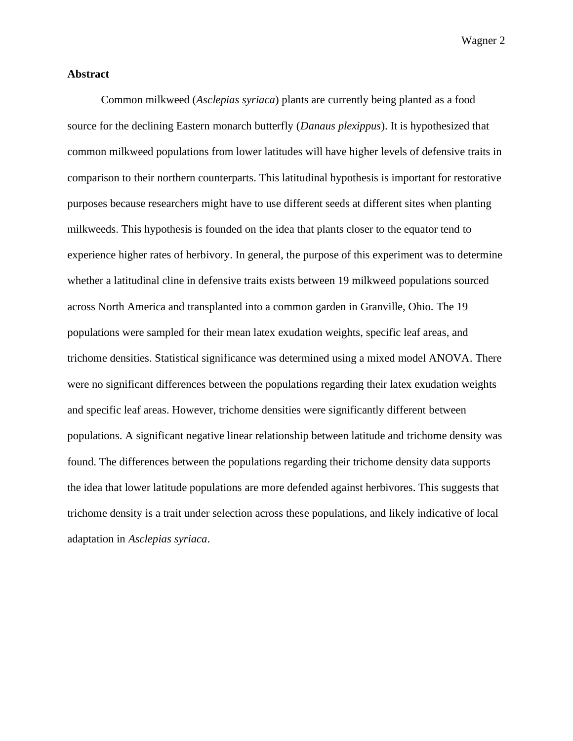## Abstract

Common milkweed (*Asclepias syriaca*) plants are currently being planted as a food source for the declining Eastern monarch butterfly (*Danaus plexippus*). It is hypothesized that common milkweed populations from lower latitudes will have higher levels of defensive traits in comparison to their northern counterparts. This latitudinal hypothesis is important for restorative purposes because researchers might have to use different seeds at different sites when planting milkweeds. This hypothesis is founded on the idea that plants closer to the equator tend to experience higher rates of herbivory. In general, the purpose of this experiment was to determine whether a latitudinal cline in defensive traits exists between 19 milkweed populations sourced across North America and transplanted into a common garden in Granville, Ohio. The 19 populations were sampled for their mean latex exudation weights, specific leaf areas, and trichome densities. Statistical significance was determined using a mixed model ANOVA. There were no significant differences between the populations regarding their latex exudation weights and specific leaf areas. However, trichome densities were significantly different between populations. A significant negative linear relationship between latitude and trichome density was found. The differences between the populations regarding their trichome density data supports the idea that lower latitude populations are more defended against herbivores. This suggests that trichome density is a trait under selection across these populations, and likely indicative of local adaptation in *Asclepias syriaca*.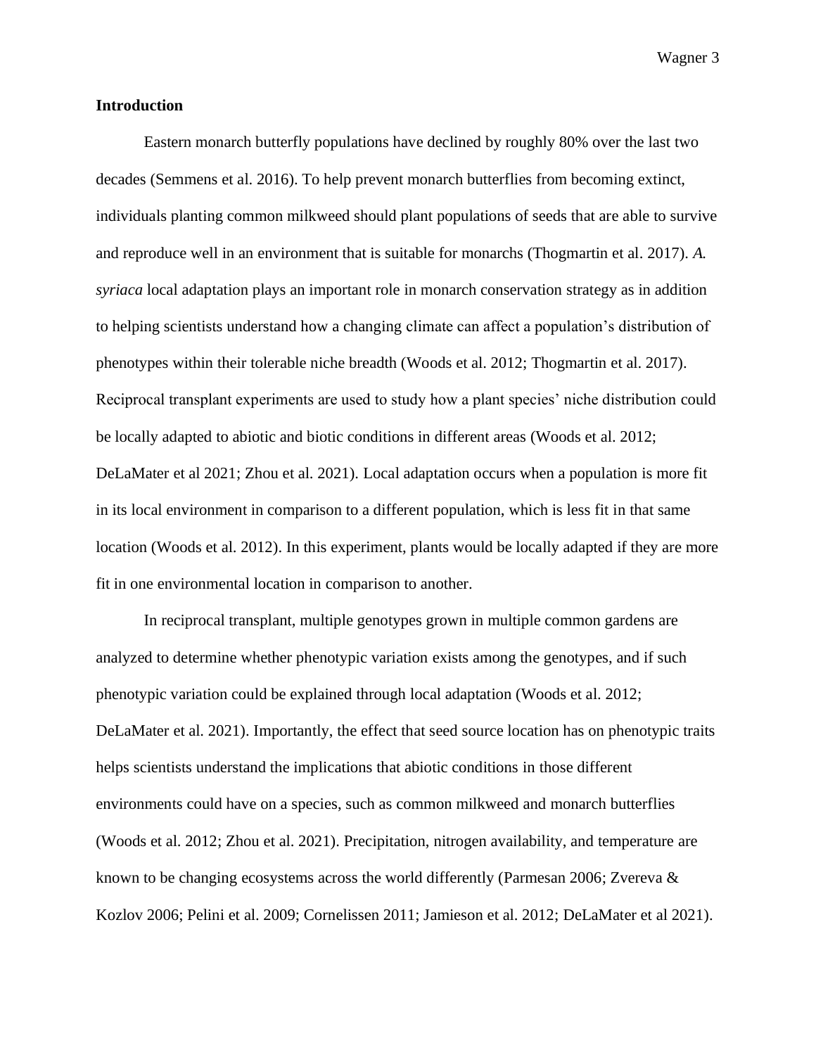**Introduction**

Eastern monarch butterfly populations have declined by roughly 80% over the last two decades (Semmens et al. 2016). To help prevent monarch butterflies from becoming extinct, individuals planting common milkweed should plant populations of seeds that are able to survive and reproduce well in an environment that is suitable for monarchs (Thogmartin et al. 2017). *A. syriaca* local adaptation plays an important role in monarch conservation strategy as in addition to helping scientists understand how a changing climate can affect a population's distribution of phenotypes within their tolerable niche breadth (Woods et al. 2012; Thogmartin et al. 2017). Reciprocal transplant experiments are used to study how a plant species' niche distribution could be locally adapted to abiotic and biotic conditions in different areas (Woods et al. 2012; DeLaMater et al 2021; Zhou et al. 2021). Local adaptation occurs when a population is more fit in its local environment in comparison to a different population, which is less fit in that same location (Woods et al. 2012). In this experiment, plants would be locally adapted if they are more fit in one environmental location in comparison to another.

In reciprocal transplant, multiple genotypes grown in multiple common gardens are analyzed to determine whether phenotypic variation exists among the genotypes, and if such phenotypic variation could be explained through local adaptation (Woods et al. 2012; DeLaMater et al. 2021). Importantly, the effect that seed source location has on phenotypic traits helps scientists understand the implications that abiotic conditions in those different environments could have on a species, such as common milkweed and monarch butterflies (Woods et al. 2012; Zhou et al. 2021). Precipitation, nitrogen availability, and temperature are known to be changing ecosystems across the world differently (Parmesan 2006; Zvereva & Kozlov 2006; Pelini et al. 2009; Cornelissen 2011; Jamieson et al. 2012; DeLaMater et al 2021).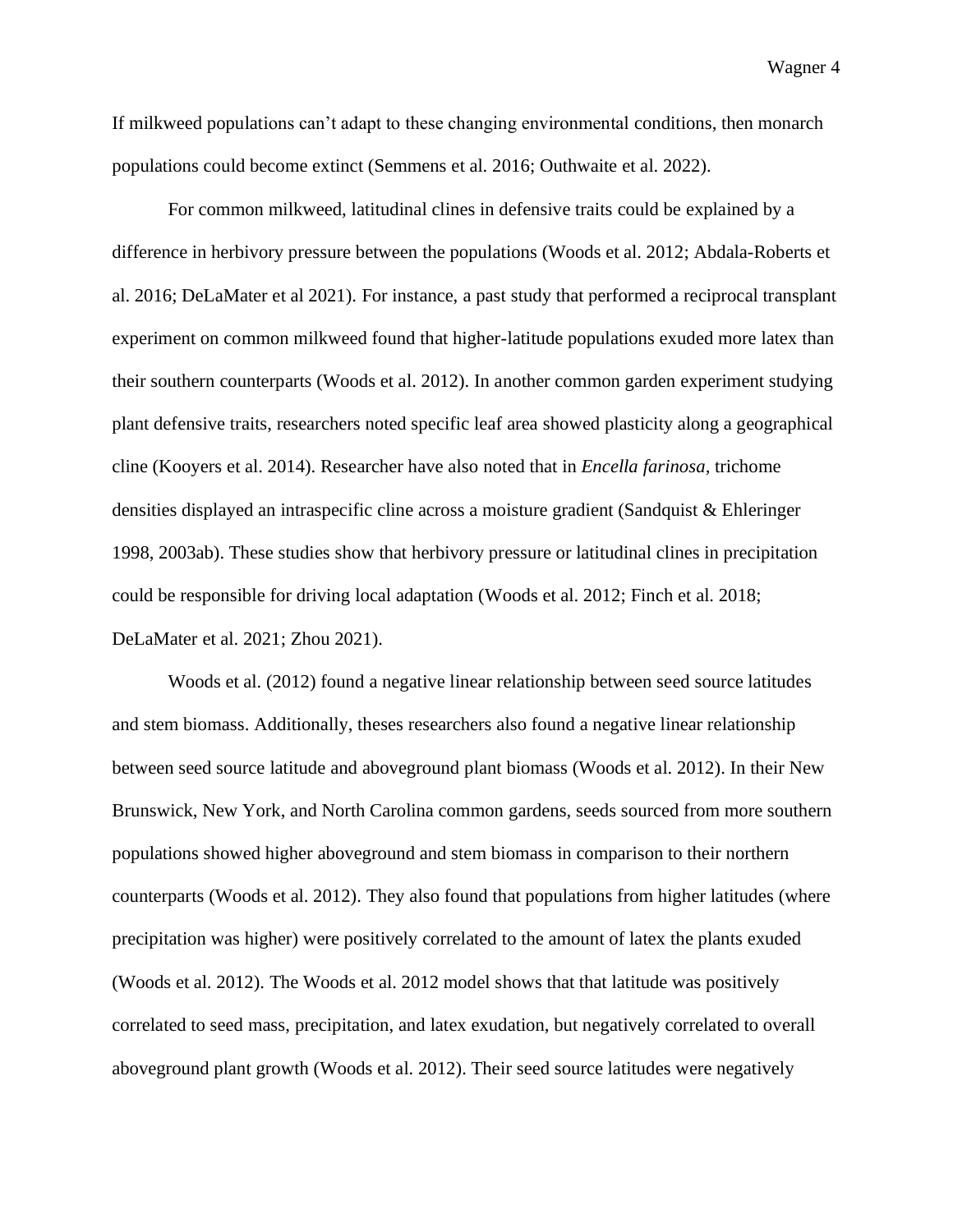If milkweed populations can't adapt to these changing environmental conditions, then monarch populations could become extinct (Semmens et al. 2016; Outhwaite et al. 2022).

For common milkweed, latitudinal clines in defensive traits could be explained by a difference in herbivory pressure between the populations (Woods et al. 2012; Abdala-Roberts et al. 2016; DeLaMater et al 2021). For instance, a past study that performed a reciprocal transplant experiment on common milkweed found that higher-latitude populations exuded more latex than their southern counterparts (Woods et al. 2012). In another common garden experiment studying plant defensive traits, researchers noted specific leaf area showed plasticity along a geographical cline (Kooyers et al. 2014). Researcher have also noted that in *Encella farinosa*, trichome densities displayed an intraspecific cline across a moisture gradient (Sandquist & Ehleringer 1998, 2003ab). These studies show that herbivory pressure or latitudinal clines in precipitation could be responsible for driving local adaptation (Woods et al. 2012; Finch et al. 2018; DeLaMater et al. 2021; Zhou 2021).

Woods et al. (2012) found a negative linear relationship between seed source latitudes and stem biomass. Additionally, theses researchers also found a negative linear relationship between seed source latitude and aboveground plant biomass (Woods et al. 2012). In their New Brunswick, New York, and North Carolina common gardens, seeds sourced from more southern populations showed higher aboveground and stem biomass in comparison to their northern counterparts (Woods et al. 2012). They also found that populations from higher latitudes (where precipitation was higher) were positively correlated to the amount of latex the plants exuded (Woods et al. 2012). The Woods et al. 2012 model shows that that latitude was positively correlated to seed mass, precipitation, and latex exudation, but negatively correlated to overall aboveground plant growth (Woods et al. 2012). Their seed source latitudes were negatively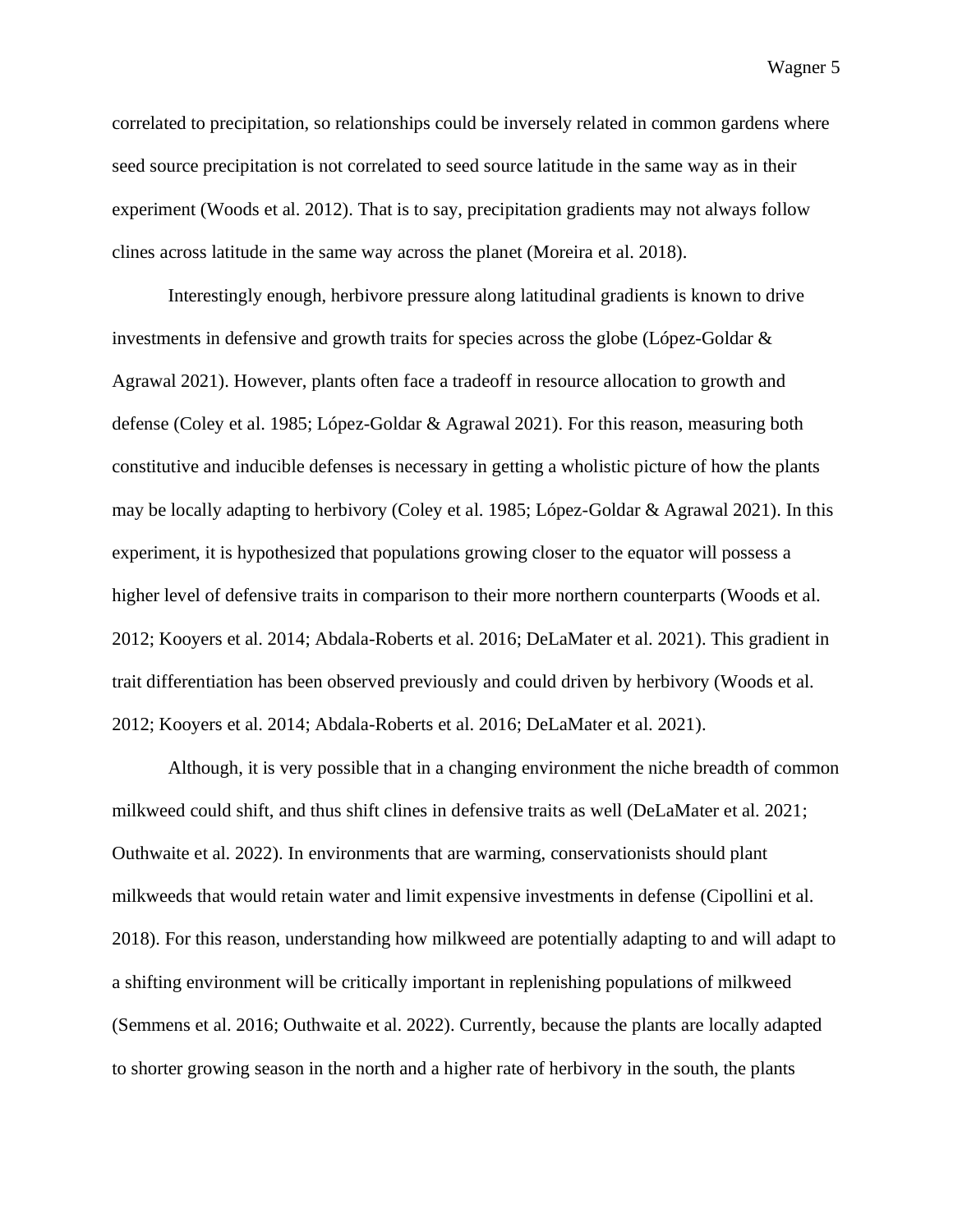correlated to precipitation, so relationships could be inversely related in common gardens where seed source precipitation is not correlated to seed source latitude in the same way as in their experiment (Woods et al. 2012). That is to say, precipitation gradients may not always follow clines across latitude in the same way across the planet (Moreira et al. 2018).

Interestingly enough, herbivore pressure along latitudinal gradients is known to drive investments in defensive and growth traits for species across the globe (López-Goldar & Agrawal 2021). However, plants often face a tradeoff in resource allocation to growth and defense (Coley et al. 1985; López-Goldar & Agrawal 2021). For this reason, measuring both constitutive and inducible defenses is necessary in getting a wholistic picture of how the plants may be locally adapting to herbivory (Coley et al. 1985; López-Goldar & Agrawal 2021). In this experiment, it is hypothesized that populations growing closer to the equator will possess a higher level of defensive traits in comparison to their more northern counterparts (Woods et al. 2012; Kooyers et al. 2014; Abdala-Roberts et al. 2016; DeLaMater et al. 2021). This gradient in trait differentiation has been observed previously and could driven by herbivory (Woods et al. 2012; Kooyers et al. 2014; Abdala-Roberts et al. 2016; DeLaMater et al. 2021).

Although, it is very possible that in a changing environment the niche breadth of common milkweed could shift, and thus shift clines in defensive traits as well (DeLaMater et al. 2021; Outhwaite et al. 2022). In environments that are warming, conservationists should plant milkweeds that would retain water and limit expensive investments in defense (Cipollini et al. 2018). For this reason, understanding how milkweed are potentially adapting to and will adapt to a shifting environment will be critically important in replenishing populations of milkweed (Semmens et al. 2016; Outhwaite et al. 2022). Currently, because the plants are locally adapted to shorter growing season in the north and a higher rate of herbivory in the south, the plants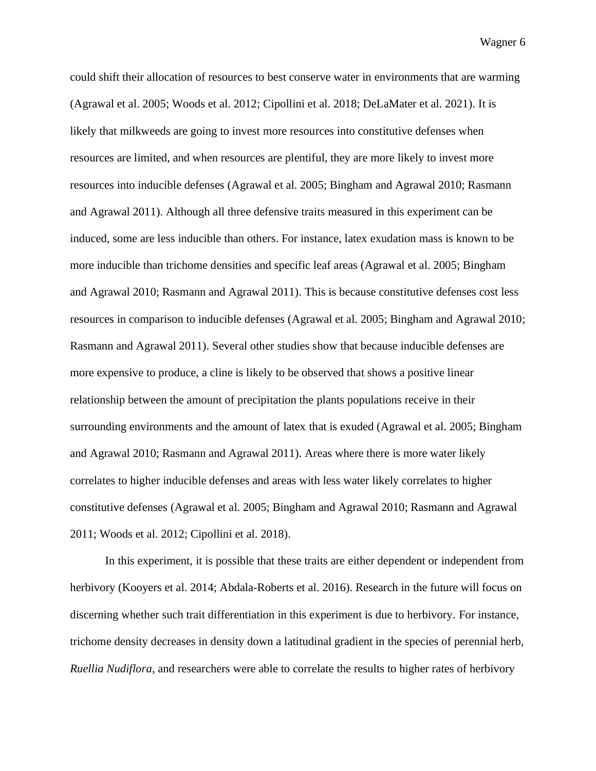could shift their allocation of resources to best conserve water in environments that are warming (Agrawal et al. 2005; Woods et al. 2012; Cipollini et al. 2018; DeLaMater et al. 2021). It is likely that milkweeds are going to invest more resources into constitutive defenses when resources are limited, and when resources are plentiful, they are more likely to invest more resources into inducible defenses (Agrawal et al. 2005; Bingham and Agrawal 2010; Rasmann and Agrawal 2011). Although all three defensive traits measured in this experiment can be induced, some are less inducible than others. For instance, latex exudation mass is known to be more inducible than trichome densities and specific leaf areas (Agrawal et al. 2005; Bingham and Agrawal 2010; Rasmann and Agrawal 2011). This is because constitutive defenses cost less resources in comparison to inducible defenses (Agrawal et al. 2005; Bingham and Agrawal 2010; Rasmann and Agrawal 2011). Several other studies show that because inducible defenses are more expensive to produce, a cline is likely to be observed that shows a positive linear relationship between the amount of precipitation the plants populations receive in their surrounding environments and the amount of latex that is exuded (Agrawal et al. 2005; Bingham and Agrawal 2010; Rasmann and Agrawal 2011). Areas where there is more water likely correlates to higher inducible defenses and areas with less water likely correlates to higher constitutive defenses (Agrawal et al. 2005; Bingham and Agrawal 2010; Rasmann and Agrawal 2011; Woods et al. 2012; Cipollini et al. 2018).

In this experiment, it is possible that these traits are either dependent or independent from herbivory (Kooyers et al. 2014; Abdala-Roberts et al. 2016). Research in the future will focus on discerning whether such trait differentiation in this experiment is due to herbivory. For instance, trichome density decreases in density down a latitudinal gradient in the species of perennial herb, *Ruellia Nudiflora*, and researchers were able to correlate the results to higher rates of herbivory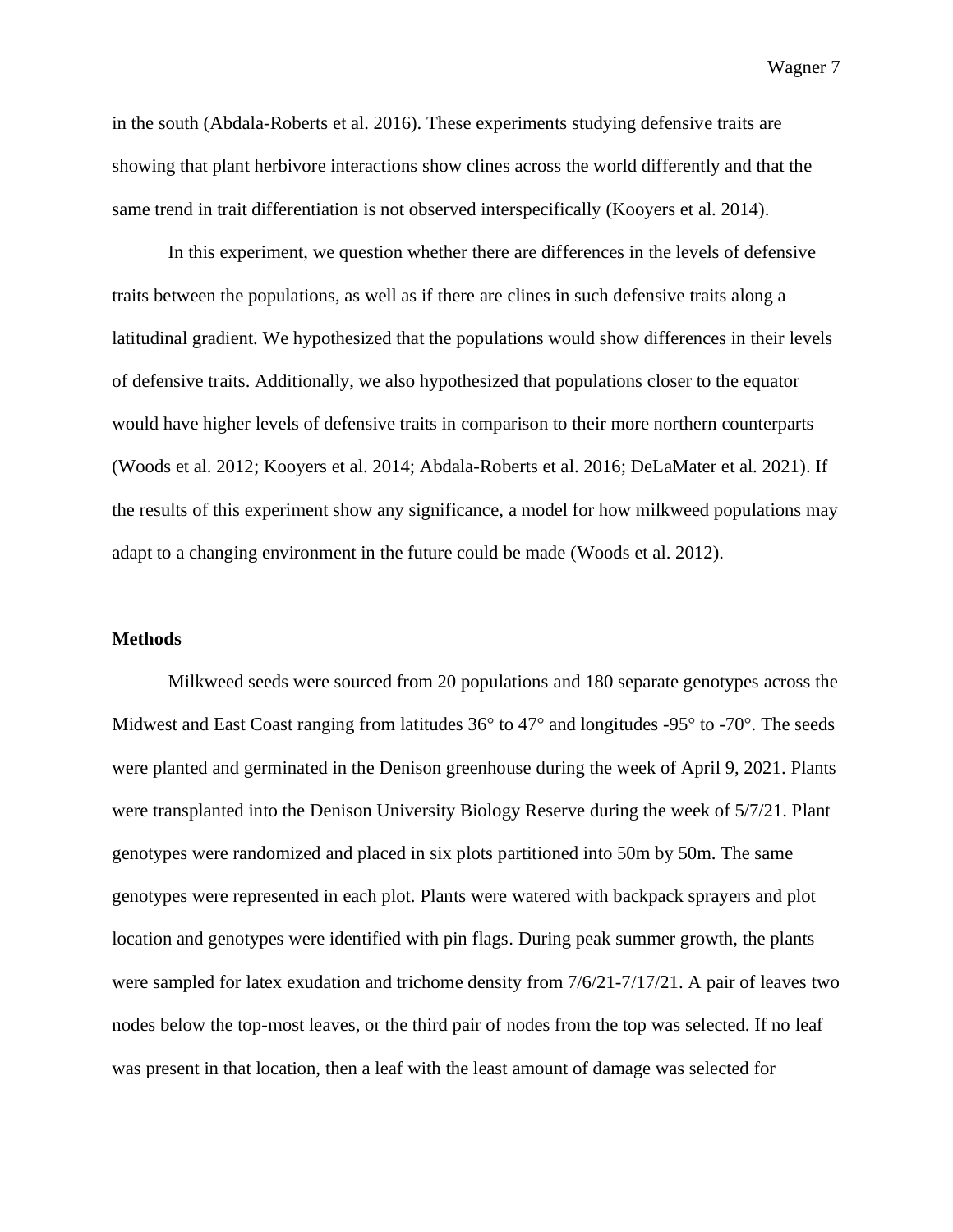in the south (Abdala-Roberts et al. 2016). These experiments studying defensive traits are showing that plant herbivore interactions show clines across the world differently and that the same trend in trait differentiation is not observed interspecifically (Kooyers et al. 2014).

In this experiment, we question whether there are differences in the levels of defensive traits between the populations, as well as if there are clines in such defensive traits along a latitudinal gradient. We hypothesized that the populations would show differences in their levels of defensive traits. Additionally, we also hypothesized that populations closer to the equator would have higher levels of defensive traits in comparison to their more northern counterparts (Woods et al. 2012; Kooyers et al. 2014; Abdala-Roberts et al. 2016; DeLaMater et al. 2021). If the results of this experiment show any significance, a model for how milkweed populations may adapt to a changing environment in the future could be made (Woods et al. 2012).

## Methods

Milkweed seeds were sourced from 20 populations and 180 separate genotypes across the Midwest and East Coast ranging from latitudes 36° to 47° and longitudes -95° to -70°. The seeds were planted and germinated in the Denison greenhouse during the week of April 9, 2021. Plants were transplanted into the Denison University Biology Reserve during the week of 5/7/21. Plant genotypes were randomized and placed in six plots partitioned into 50m by 50m. The same genotypes were represented in each plot. Plants were watered with backpack sprayers and plot location and genotypes were identified with pin flags. During peak summer growth, the plants were sampled for latex exudation and trichome density from 7/6/21-7/17/21. A pair of leaves two nodes below the top-most leaves, or the third pair of nodes from the top was selected. If no leaf was present in that location, then a leaf with the least amount of damage was selected for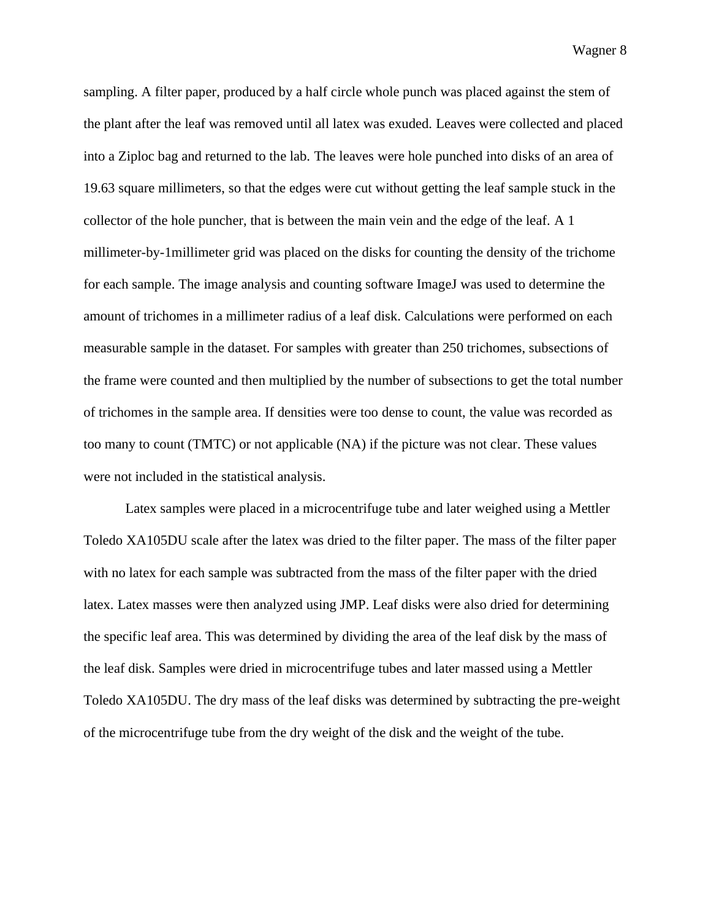sampling. A filter paper, produced by a half circle whole punch was placed against the stem of the plant after the leaf was removed until all latex was exuded. Leaves were collected and placed into a Ziploc bag and returned to the lab. The leaves were hole punched into disks of an area of 19.63 square millimeters, so that the edges were cut without getting the leaf sample stuck in the collector of the hole puncher, that is between the main vein and the edge of the leaf. A 1 millimeter-by-1millimeter grid was placed on the disks for counting the density of the trichome for each sample. The image analysis and counting software ImageJ was used to determine the amount of trichomes in a millimeter radius of a leaf disk. Calculations were performed on each measurable sample in the dataset. For samples with greater than 250 trichomes, subsections of the frame were counted and then multiplied by the number of subsections to get the total number of trichomes in the sample area. If densities were too dense to count, the value was recorded as too many to count (TMTC) or not applicable (NA) if the picture was not clear. These values were not included in the statistical analysis.

Latex samples were placed in a microcentrifuge tube and later weighed using a Mettler Toledo XA105DU scale after the latex was dried to the filter paper. The mass of the filter paper with no latex for each sample was subtracted from the mass of the filter paper with the dried latex. Latex masses were then analyzed using JMP. Leaf disks were also dried for determining the specific leaf area. This was determined by dividing the area of the leaf disk by the mass of the leaf disk. Samples were dried in microcentrifuge tubes and later massed using a Mettler Toledo XA105DU. The dry mass of the leaf disks was determined by subtracting the pre-weight of the microcentrifuge tube from the dry weight of the disk and the weight of the tube.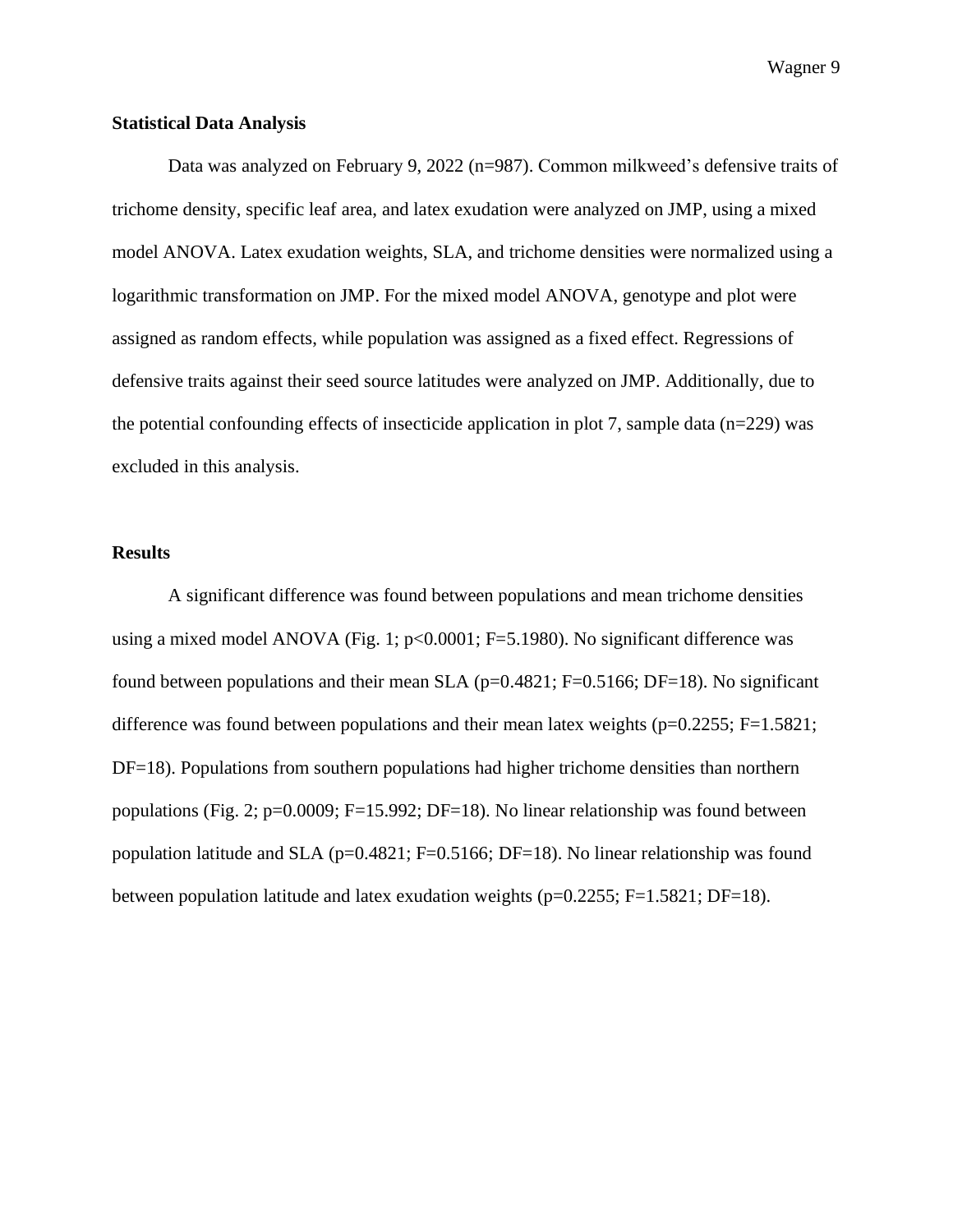**Statistical Data Analysis**

Data was analyzed on February 9, 2022 ($n=987$). Common milkweed's defensive traits of trichome density, specific leaf area, and latex exudation were analyzed on JMP, using a mixed model ANOVA. Latex exudation weights, SLA, and trichome densities were normalized using a logarithmic transformation on JMP. For the mixed model ANOVA, genotype and plot were assigned as random effects, while population was assigned as a fixed effect. Regressions of defensive traits against their seed source latitudes were analyzed on JMP. Additionally, due to the potential confounding effects of insecticide application in plot 7, sample data ($n=229$) was excluded in this analysis.

**Results**

A significant difference was found between populations and mean trichome densities using a mixed model ANOVA (Fig. 1; $p<0.0001$; $F=5.1980$). No significant difference was found between populations and their mean SLA ($p=0.4821$; $F=0.5166$; $DF=18$). No significant difference was found between populations and their mean latex weights ($p=0.2255$; $F=1.5821$; $DF=18$). Populations from southern populations had higher trichome densities than northern populations (Fig. 2; $p=0.0009$; $F=15.992$; $DF=18$). No linear relationship was found between population latitude and SLA ($p=0.4821$; $F=0.5166$; $DF=18$). No linear relationship was found between population latitude and latex exudation weights ($p=0.2255$; $F=1.5821$; $DF=18$).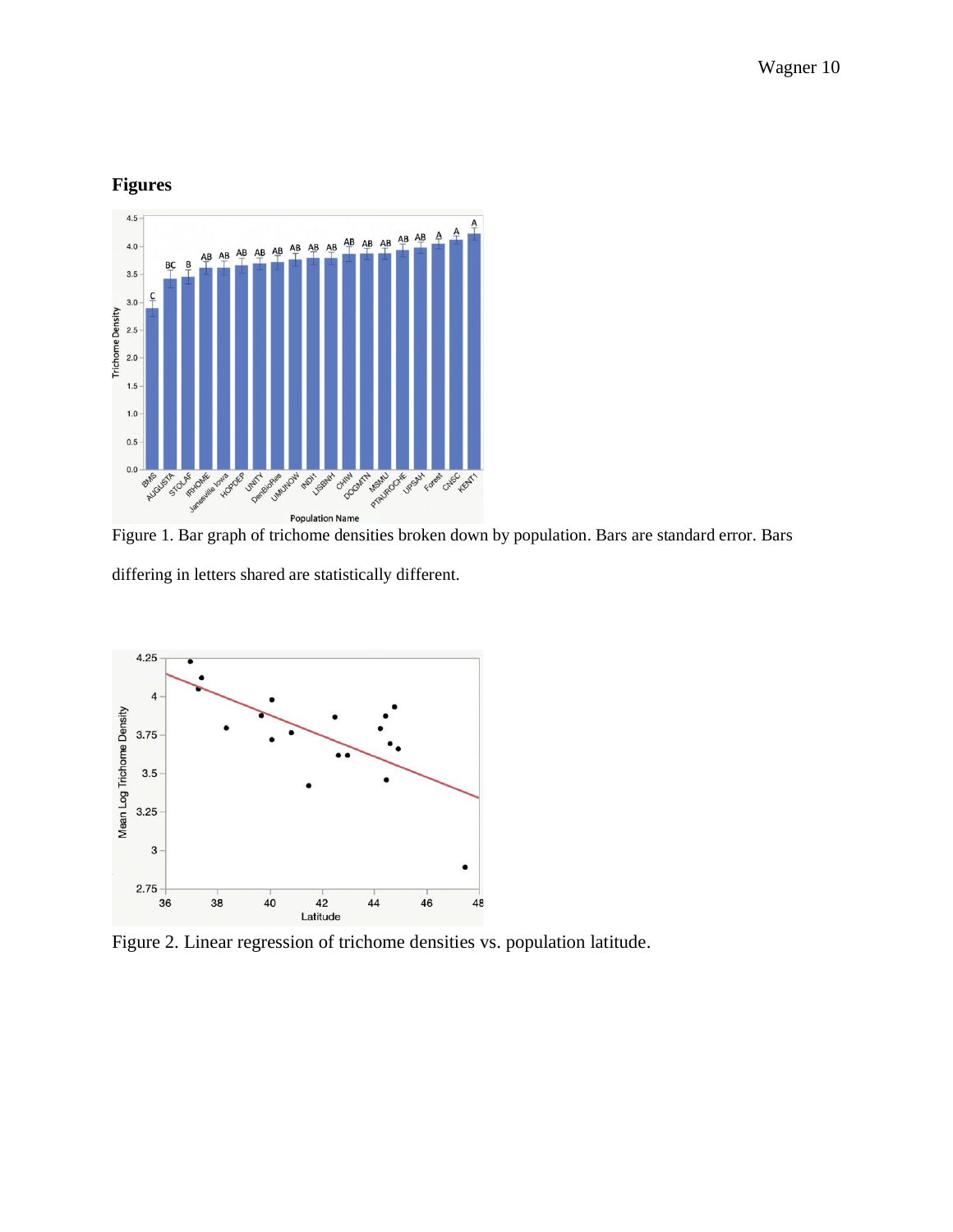## Figures

Figure 1. Bar graph of trichome densities broken down by population. Bars are standard error. Bars differing in letters shared are statistically different.

Figure 2. Linear regression of trichome densities vs. population latitude.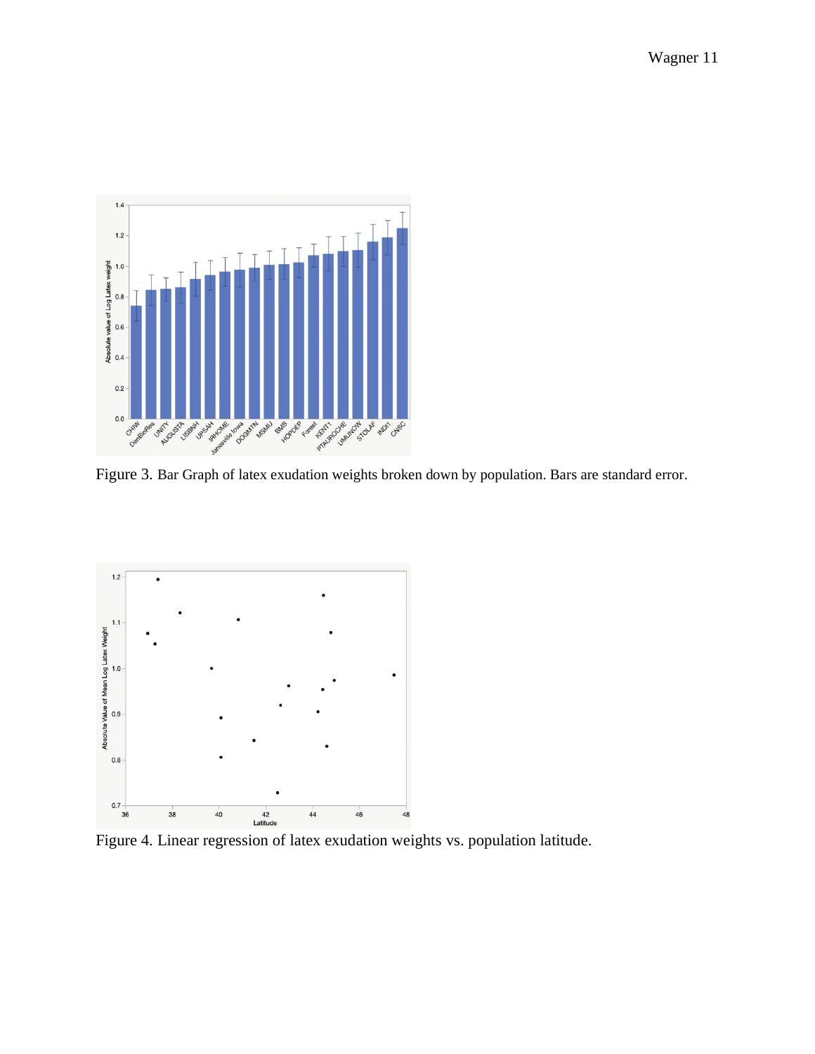Figure 3. Bar Graph of latex exudation weights broken down by population. Bars are standard error.

Figure 4. Linear regression of latex exudation weights vs. population latitude.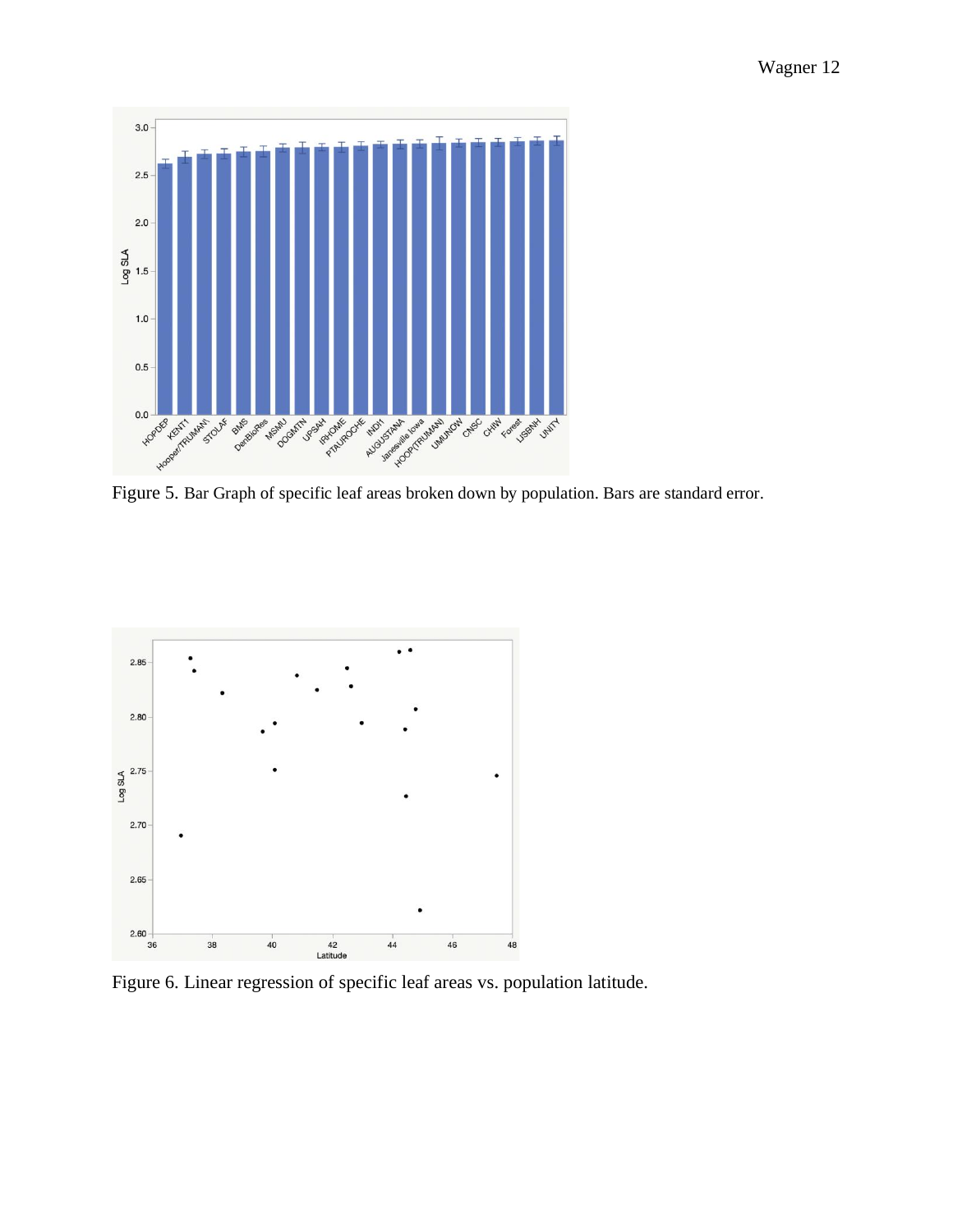Figure 5. Bar Graph of specific leaf areas broken down by population. Bars are standard error.

Figure 6. Linear regression of specific leaf areas vs. population latitude.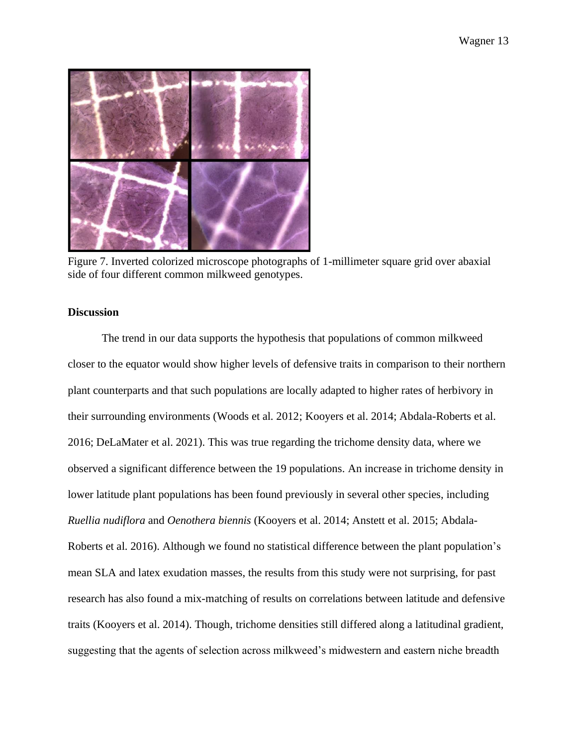Figure 7. Inverted colorized microscope photographs of 1-millimeter square grid over abaxial side of four different common milkweed genotypes.

**Discussion**

The trend in our data supports the hypothesis that populations of common milkweed closer to the equator would show higher levels of defensive traits in comparison to their northern plant counterparts and that such populations are locally adapted to higher rates of herbivory in their surrounding environments (Woods et al. 2012; Kooyers et al. 2014; Abdala-Roberts et al. 2016; DeLaMater et al. 2021). This was true regarding the trichome density data, where we observed a significant difference between the 19 populations. An increase in trichome density in lower latitude plant populations has been found previously in several other species, including *Ruellia nudiflora* and *Oenothera biennis* (Kooyers et al. 2014; Anstett et al. 2015; Abdala-Roberts et al. 2016). Although we found no statistical difference between the plant population's mean SLA and latex exudation masses, the results from this study were not surprising, for past research has also found a mix-matching of results on correlations between latitude and defensive traits (Kooyers et al. 2014). Though, trichome densities still differed along a latitudinal gradient, suggesting that the agents of selection across milkweed's midwestern and eastern niche breadth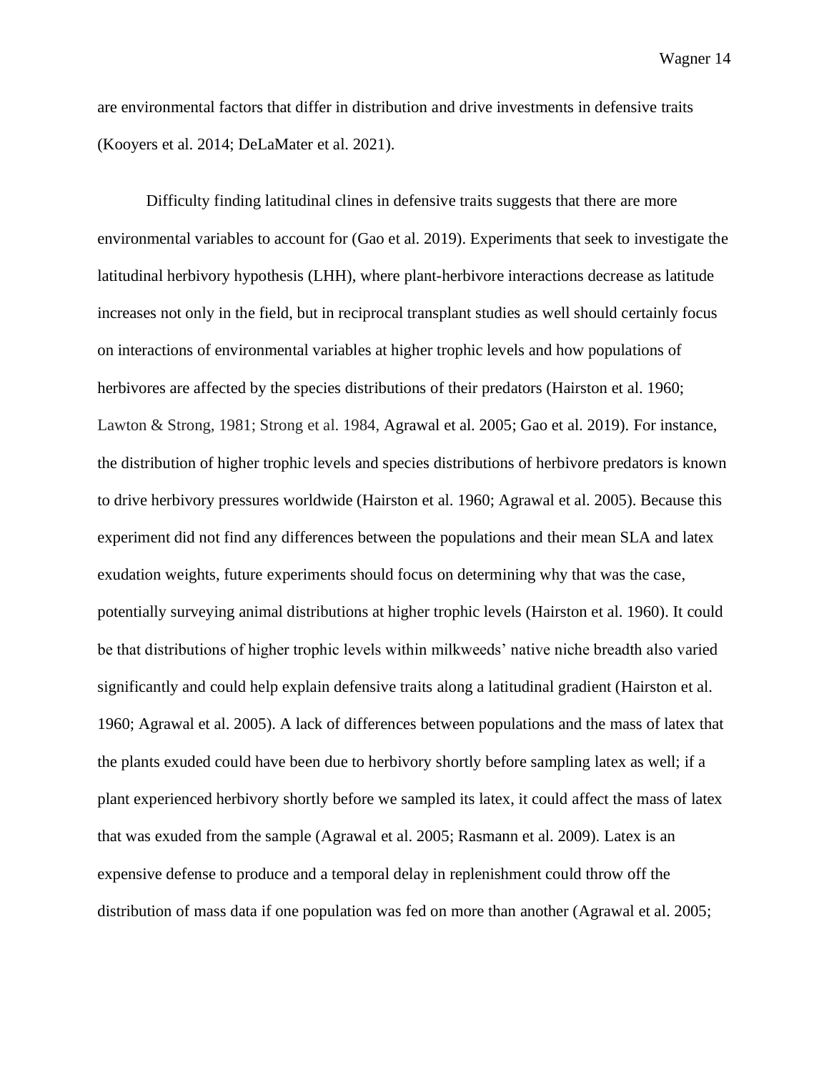are environmental factors that differ in distribution and drive investments in defensive traits (Kooyers et al. 2014; DeLaMater et al. 2021).

Difficulty finding latitudinal clines in defensive traits suggests that there are more environmental variables to account for (Gao et al. 2019). Experiments that seek to investigate the latitudinal herbivory hypothesis (LHH), where plant-herbivore interactions decrease as latitude increases not only in the field, but in reciprocal transplant studies as well should certainly focus on interactions of environmental variables at higher trophic levels and how populations of herbivores are affected by the species distributions of their predators (Hairston et al. 1960; Lawton & Strong, 1981; Strong et al. 1984, Agrawal et al. 2005; Gao et al. 2019). For instance, the distribution of higher trophic levels and species distributions of herbivore predators is known to drive herbivory pressures worldwide (Hairston et al. 1960; Agrawal et al. 2005). Because this experiment did not find any differences between the populations and their mean SLA and latex exudation weights, future experiments should focus on determining why that was the case, potentially surveying animal distributions at higher trophic levels (Hairston et al. 1960). It could be that distributions of higher trophic levels within milkweeds' native niche breadth also varied significantly and could help explain defensive traits along a latitudinal gradient (Hairston et al. 1960; Agrawal et al. 2005). A lack of differences between populations and the mass of latex that the plants exuded could have been due to herbivory shortly before sampling latex as well; if a plant experienced herbivory shortly before we sampled its latex, it could affect the mass of latex that was exuded from the sample (Agrawal et al. 2005; Rasmann et al. 2009). Latex is an expensive defense to produce and a temporal delay in replenishment could throw off the distribution of mass data if one population was fed on more than another (Agrawal et al. 2005;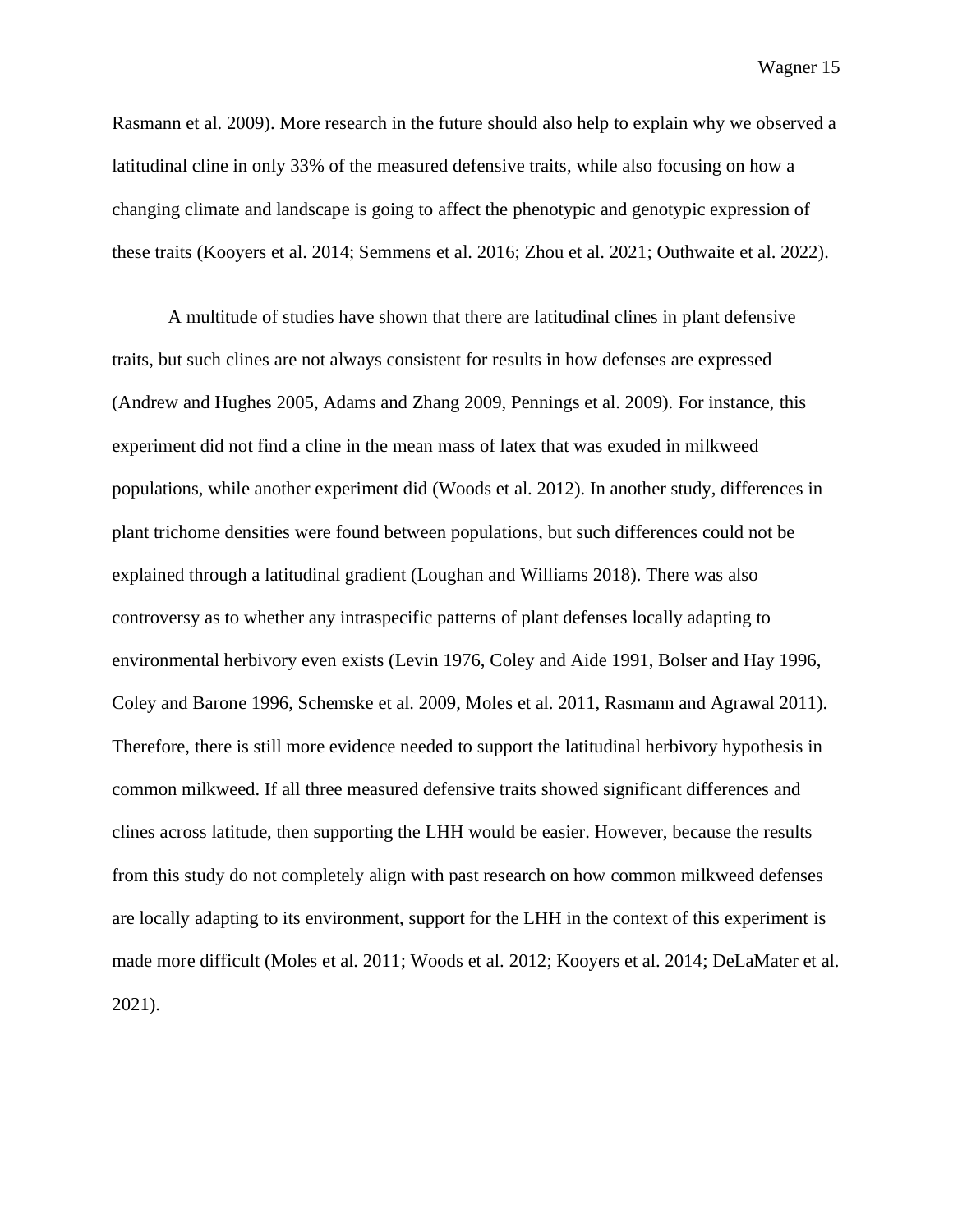Rasmann et al. 2009). More research in the future should also help to explain why we observed a latitudinal cline in only 33% of the measured defensive traits, while also focusing on how a changing climate and landscape is going to affect the phenotypic and genotypic expression of these traits (Kooyers et al. 2014; Semmens et al. 2016; Zhou et al. 2021; Outhwaite et al. 2022).

A multitude of studies have shown that there are latitudinal clines in plant defensive traits, but such clines are not always consistent for results in how defenses are expressed (Andrew and Hughes 2005, Adams and Zhang 2009, Pennings et al. 2009). For instance, this experiment did not find a cline in the mean mass of latex that was exuded in milkweed populations, while another experiment did (Woods et al. 2012). In another study, differences in plant trichome densities were found between populations, but such differences could not be explained through a latitudinal gradient (Loughan and Williams 2018). There was also controversy as to whether any intraspecific patterns of plant defenses locally adapting to environmental herbivory even exists (Levin 1976, Coley and Aide 1991, Bolser and Hay 1996, Coley and Barone 1996, Schemske et al. 2009, Moles et al. 2011, Rasmann and Agrawal 2011). Therefore, there is still more evidence needed to support the latitudinal herbivory hypothesis in common milkweed. If all three measured defensive traits showed significant differences and clines across latitude, then supporting the LHH would be easier. However, because the results from this study do not completely align with past research on how common milkweed defenses are locally adapting to its environment, support for the LHH in the context of this experiment is made more difficult (Moles et al. 2011; Woods et al. 2012; Kooyers et al. 2014; DeLaMater et al. 2021).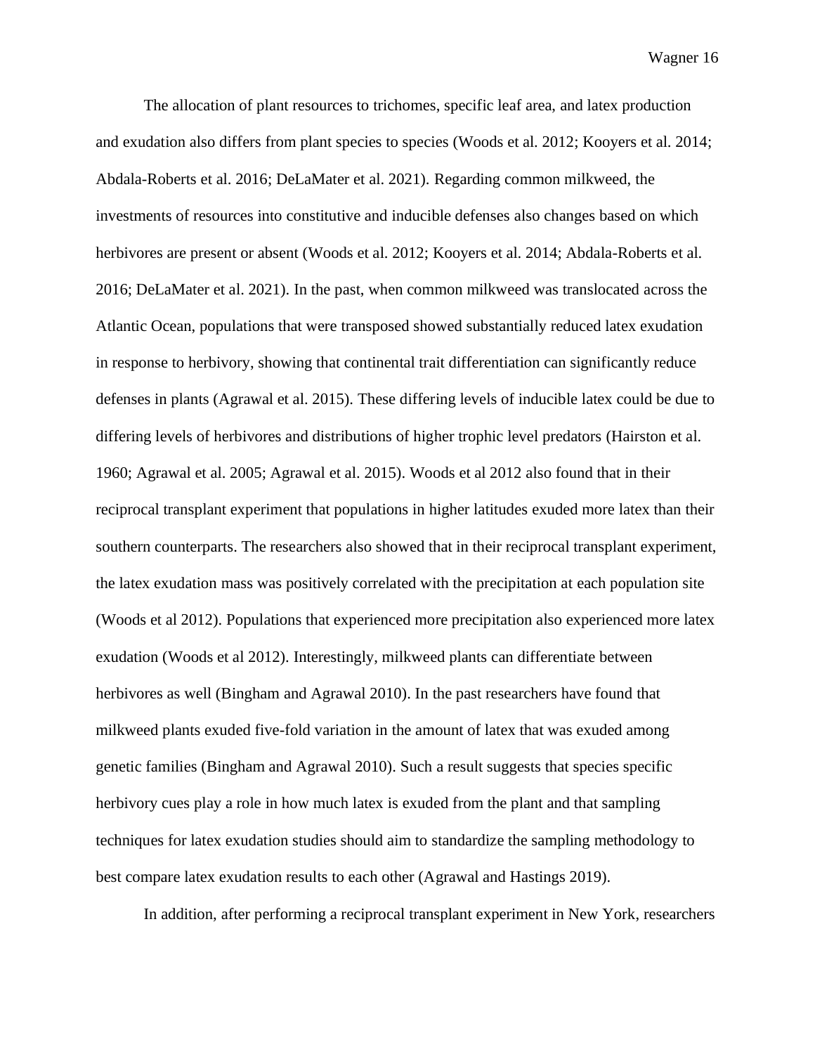The allocation of plant resources to trichomes, specific leaf area, and latex production and exudation also differs from plant species to species (Woods et al. 2012; Kooyers et al. 2014; Abdala-Roberts et al. 2016; DeLaMater et al. 2021). Regarding common milkweed, the investments of resources into constitutive and inducible defenses also changes based on which herbivores are present or absent (Woods et al. 2012; Kooyers et al. 2014; Abdala-Roberts et al. 2016; DeLaMater et al. 2021). In the past, when common milkweed was translocated across the Atlantic Ocean, populations that were transposed showed substantially reduced latex exudation in response to herbivory, showing that continental trait differentiation can significantly reduce defenses in plants (Agrawal et al. 2015). These differing levels of inducible latex could be due to differing levels of herbivores and distributions of higher trophic level predators (Hairston et al. 1960; Agrawal et al. 2005; Agrawal et al. 2015). Woods et al 2012 also found that in their reciprocal transplant experiment that populations in higher latitudes exuded more latex than their southern counterparts. The researchers also showed that in their reciprocal transplant experiment, the latex exudation mass was positively correlated with the precipitation at each population site (Woods et al 2012). Populations that experienced more precipitation also experienced more latex exudation (Woods et al 2012). Interestingly, milkweed plants can differentiate between herbivores as well (Bingham and Agrawal 2010). In the past researchers have found that milkweed plants exuded five-fold variation in the amount of latex that was exuded among genetic families (Bingham and Agrawal 2010). Such a result suggests that species specific herbivory cues play a role in how much latex is exuded from the plant and that sampling techniques for latex exudation studies should aim to standardize the sampling methodology to best compare latex exudation results to each other (Agrawal and Hastings 2019).

In addition, after performing a reciprocal transplant experiment in New York, researchers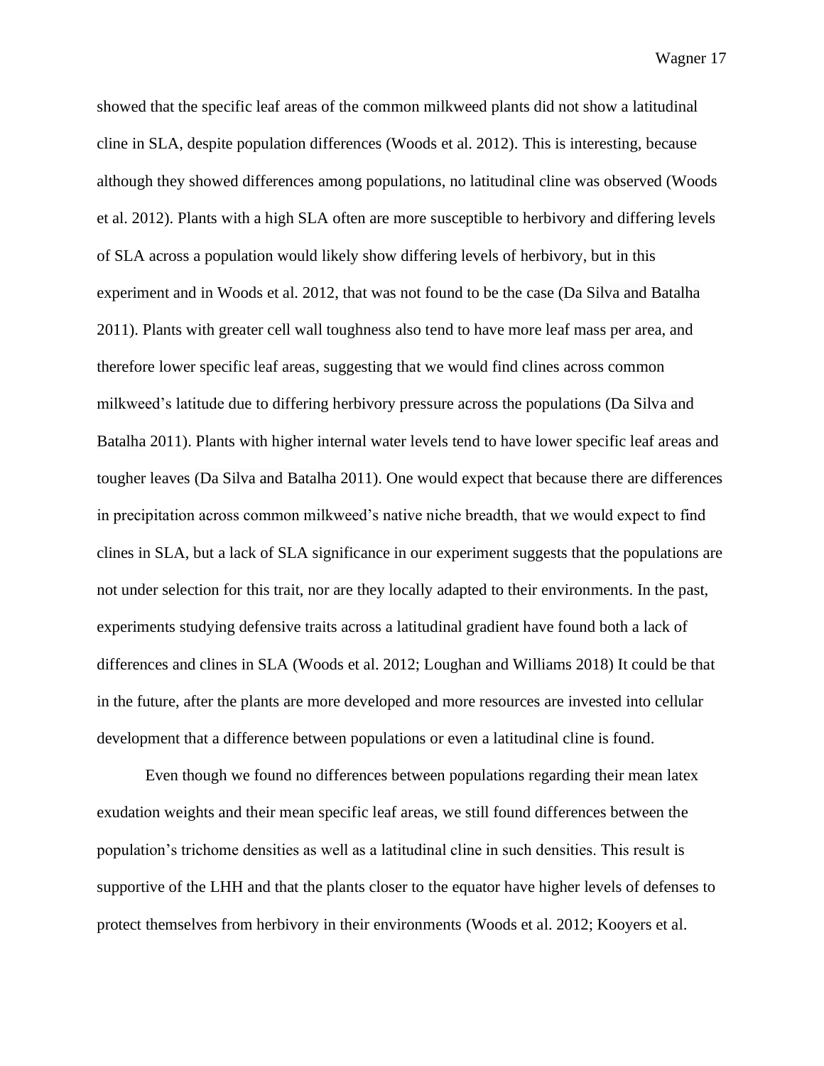showed that the specific leaf areas of the common milkweed plants did not show a latitudinal cline in SLA, despite population differences (Woods et al. 2012). This is interesting, because although they showed differences among populations, no latitudinal cline was observed (Woods et al. 2012). Plants with a high SLA often are more susceptible to herbivory and differing levels of SLA across a population would likely show differing levels of herbivory, but in this experiment and in Woods et al. 2012, that was not found to be the case (Da Silva and Batalha 2011). Plants with greater cell wall toughness also tend to have more leaf mass per area, and therefore lower specific leaf areas, suggesting that we would find clines across common milkweed's latitude due to differing herbivory pressure across the populations (Da Silva and Batalha 2011). Plants with higher internal water levels tend to have lower specific leaf areas and tougher leaves (Da Silva and Batalha 2011). One would expect that because there are differences in precipitation across common milkweed's native niche breadth, that we would expect to find clines in SLA, but a lack of SLA significance in our experiment suggests that the populations are not under selection for this trait, nor are they locally adapted to their environments. In the past, experiments studying defensive traits across a latitudinal gradient have found both a lack of differences and clines in SLA (Woods et al. 2012; Loughan and Williams 2018) It could be that in the future, after the plants are more developed and more resources are invested into cellular development that a difference between populations or even a latitudinal cline is found.

Even though we found no differences between populations regarding their mean latex exudation weights and their mean specific leaf areas, we still found differences between the population's trichome densities as well as a latitudinal cline in such densities. This result is supportive of the LHH and that the plants closer to the equator have higher levels of defenses to protect themselves from herbivory in their environments (Woods et al. 2012; Kooyers et al.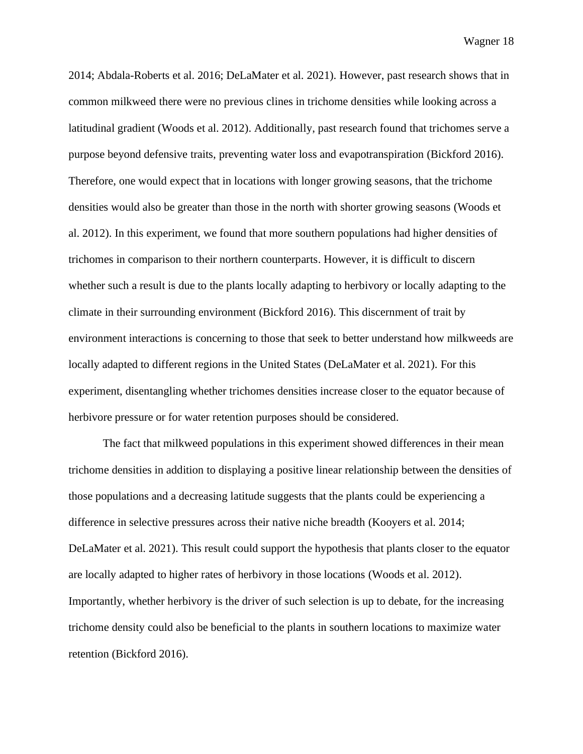2014; Abdala-Roberts et al. 2016; DeLaMater et al. 2021). However, past research shows that in common milkweed there were no previous clines in trichome densities while looking across a latitudinal gradient (Woods et al. 2012). Additionally, past research found that trichomes serve a purpose beyond defensive traits, preventing water loss and evapotranspiration (Bickford 2016). Therefore, one would expect that in locations with longer growing seasons, that the trichome densities would also be greater than those in the north with shorter growing seasons (Woods et al. 2012). In this experiment, we found that more southern populations had higher densities of trichomes in comparison to their northern counterparts. However, it is difficult to discern whether such a result is due to the plants locally adapting to herbivory or locally adapting to the climate in their surrounding environment (Bickford 2016). This discernment of trait by environment interactions is concerning to those that seek to better understand how milkweeds are locally adapted to different regions in the United States (DeLaMater et al. 2021). For this experiment, disentangling whether trichomes densities increase closer to the equator because of herbivore pressure or for water retention purposes should be considered.

The fact that milkweed populations in this experiment showed differences in their mean trichome densities in addition to displaying a positive linear relationship between the densities of those populations and a decreasing latitude suggests that the plants could be experiencing a difference in selective pressures across their native niche breadth (Kooyers et al. 2014; DeLaMater et al. 2021). This result could support the hypothesis that plants closer to the equator are locally adapted to higher rates of herbivory in those locations (Woods et al. 2012). Importantly, whether herbivory is the driver of such selection is up to debate, for the increasing trichome density could also be beneficial to the plants in southern locations to maximize water retention (Bickford 2016).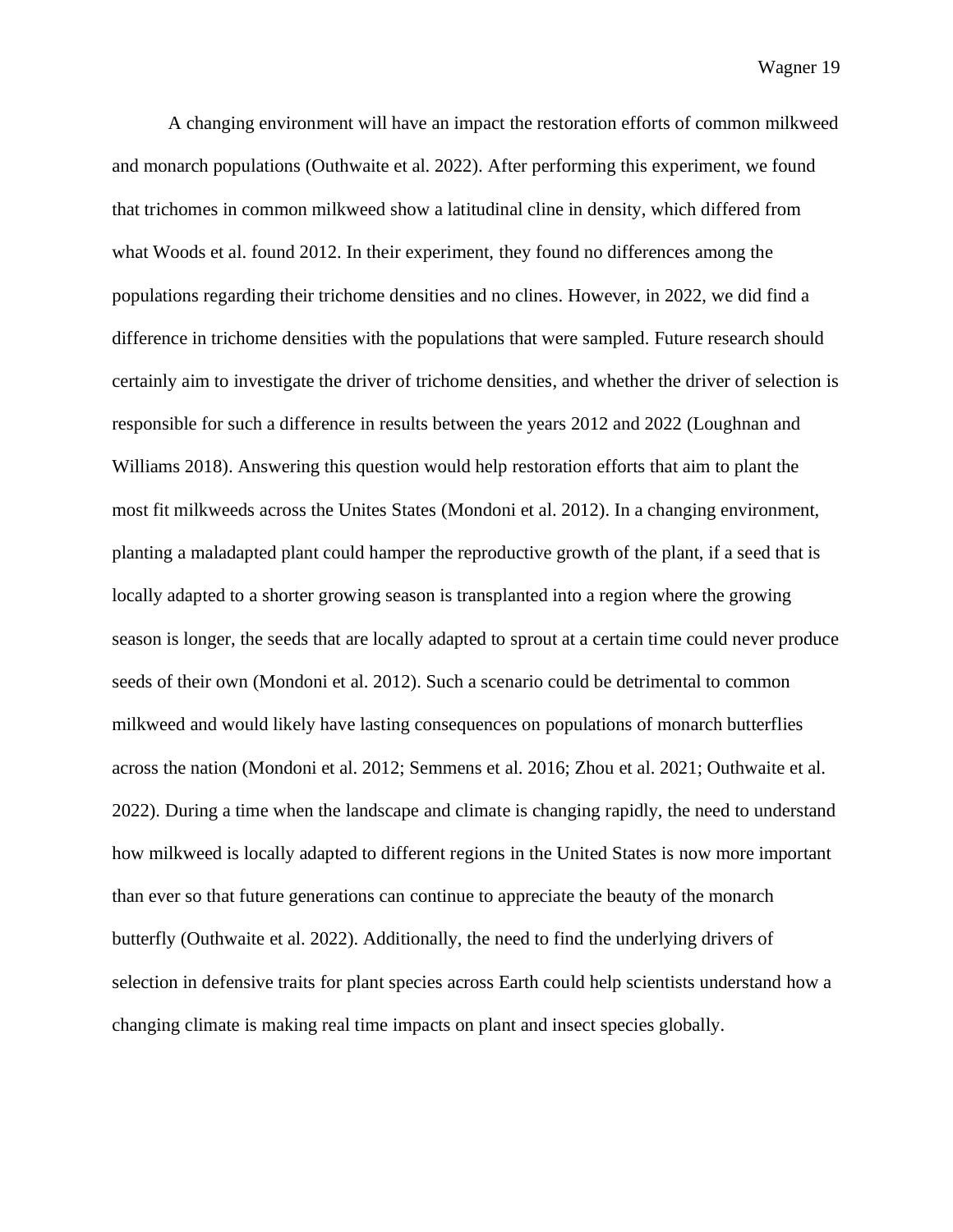A changing environment will have an impact the restoration efforts of common milkweed and monarch populations (Outhwaite et al. 2022). After performing this experiment, we found that trichomes in common milkweed show a latitudinal cline in density, which differed from what Woods et al. found 2012. In their experiment, they found no differences among the populations regarding their trichome densities and no clines. However, in 2022, we did find a difference in trichome densities with the populations that were sampled. Future research should certainly aim to investigate the driver of trichome densities, and whether the driver of selection is responsible for such a difference in results between the years 2012 and 2022 (Loughnan and Williams 2018). Answering this question would help restoration efforts that aim to plant the most fit milkweeds across the Unites States (Mondoni et al. 2012). In a changing environment, planting a maladapted plant could hamper the reproductive growth of the plant, if a seed that is locally adapted to a shorter growing season is transplanted into a region where the growing season is longer, the seeds that are locally adapted to sprout at a certain time could never produce seeds of their own (Mondoni et al. 2012). Such a scenario could be detrimental to common milkweed and would likely have lasting consequences on populations of monarch butterflies across the nation (Mondoni et al. 2012; Semmens et al. 2016; Zhou et al. 2021; Outhwaite et al. 2022). During a time when the landscape and climate is changing rapidly, the need to understand how milkweed is locally adapted to different regions in the United States is now more important than ever so that future generations can continue to appreciate the beauty of the monarch butterfly (Outhwaite et al. 2022). Additionally, the need to find the underlying drivers of selection in defensive traits for plant species across Earth could help scientists understand how a changing climate is making real time impacts on plant and insect species globally.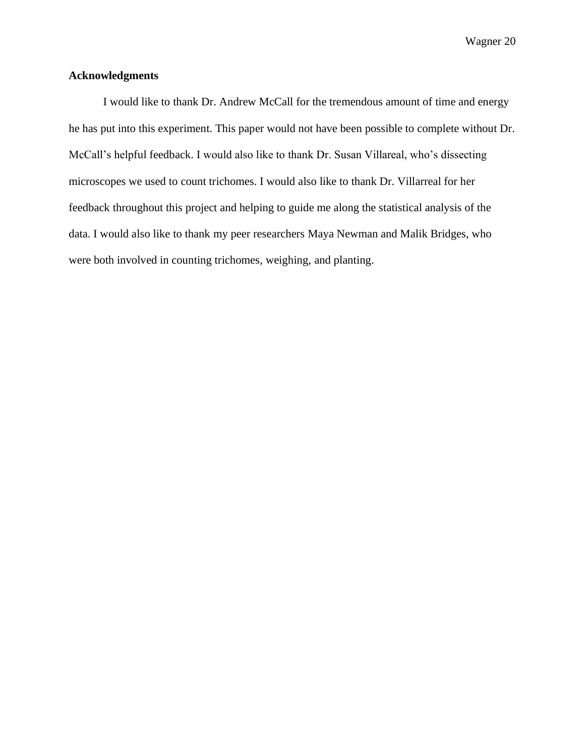## Acknowledgments

I would like to thank Dr. Andrew McCall for the tremendous amount of time and energy he has put into this experiment. This paper would not have been possible to complete without Dr. McCall's helpful feedback. I would also like to thank Dr. Susan Villareal, who's dissecting microscopes we used to count trichomes. I would also like to thank Dr. Villarreal for her feedback throughout this project and helping to guide me along the statistical analysis of the data. I would also like to thank my peer researchers Maya Newman and Malik Bridges, who were both involved in counting trichomes, weighing, and planting.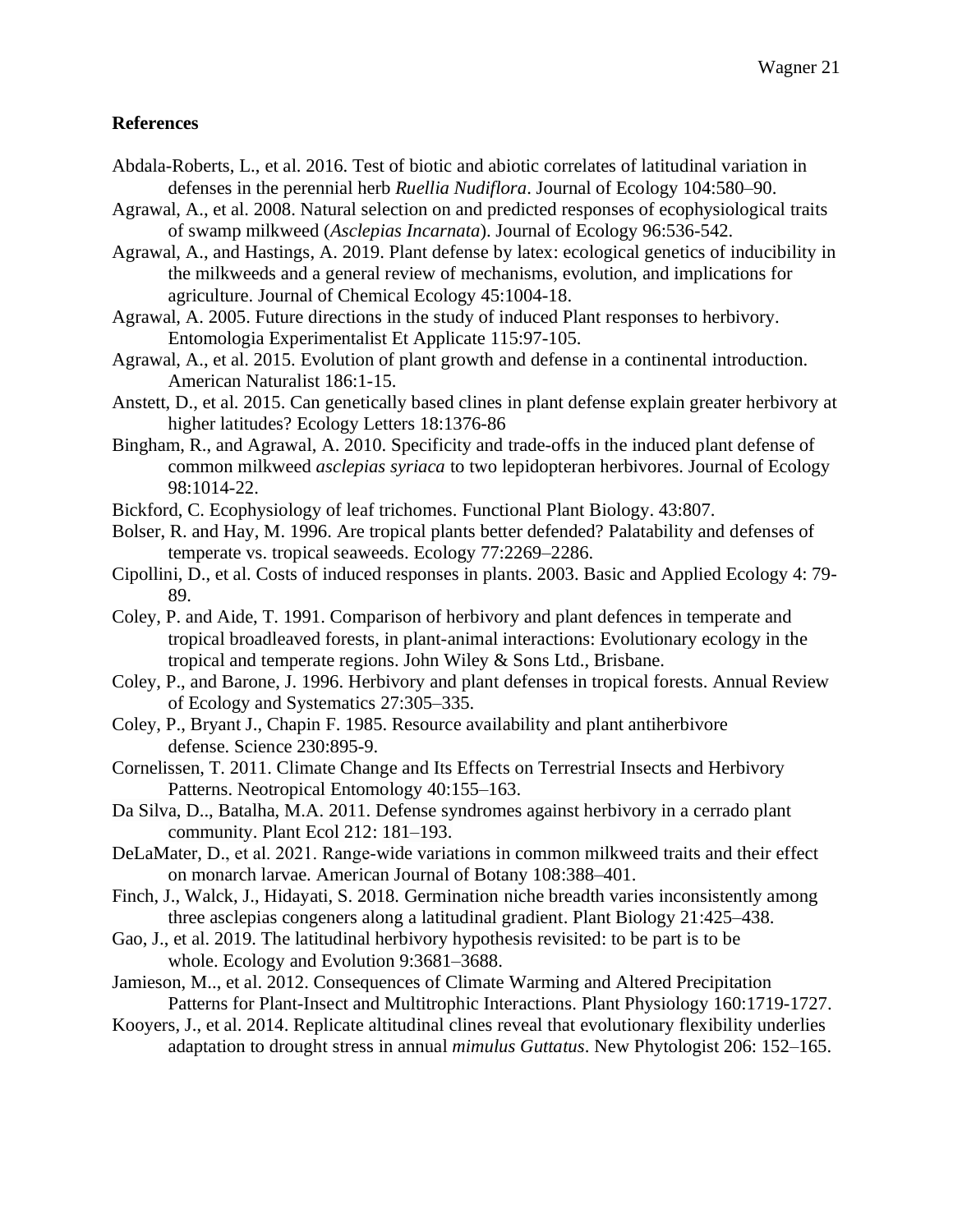**References**

Abdala-Roberts, L., et al. 2016. Test of biotic and abiotic correlates of latitudinal variation in defenses in the perennial herb *Ruellia Nudiflora*. Journal of Ecology 104:580–90.

Agrawal, A., et al. 2008. Natural selection on and predicted responses of ecophysiological traits of swamp milkweed (*Asclepias Incarnata*). Journal of Ecology 96:536-542.

Agrawal, A., and Hastings, A. 2019. Plant defense by latex: ecological genetics of inducibility in the milkweeds and a general review of mechanisms, evolution, and implications for agriculture. Journal of Chemical Ecology 45:1004-18.

Agrawal, A. 2005. Future directions in the study of induced Plant responses to herbivory. Entomologia Experimentalist Et Applicate 115:97-105.

Agrawal, A., et al. 2015. Evolution of plant growth and defense in a continental introduction. American Naturalist 186:1-15.

Anstett, D., et al. 2015. Can genetically based clines in plant defense explain greater herbivory at higher latitudes? Ecology Letters 18:1376-86

Bingham, R., and Agrawal, A. 2010. Specificity and trade-offs in the induced plant defense of common milkweed *asclepias syriaca* to two lepidopteran herbivores. Journal of Ecology 98:1014-22.

Bickford, C. Ecophysiology of leaf trichomes. Functional Plant Biology. 43:807.

Bolser, R. and Hay, M. 1996. Are tropical plants better defended? Palatability and defenses of temperate vs. tropical seaweeds. Ecology 77:2269–2286.

Cipollini, D., et al. Costs of induced responses in plants. 2003. Basic and Applied Ecology 4: 79-89.

Coley, P. and Aide, T. 1991. Comparison of herbivory and plant defences in temperate and tropical broadleaved forests, in plant-animal interactions: Evolutionary ecology in the tropical and temperate regions. John Wiley & Sons Ltd., Brisbane.

Coley, P., and Barone, J. 1996. Herbivory and plant defenses in tropical forests. Annual Review of Ecology and Systematics 27:305–335.

Coley, P., Bryant J., Chapin F. 1985. Resource availability and plant antiherbivore defense. Science 230:895-9.

Cornelissen, T. 2011. Climate Change and Its Effects on Terrestrial Insects and Herbivory Patterns. Neotropical Entomology 40:155–163.

Da Silva, D.., Batalha, M.A. 2011. Defense syndromes against herbivory in a cerrado plant community. Plant Ecol 212: 181–193.

DeLaMater, D., et al. 2021. Range-wide variations in common milkweed traits and their effect on monarch larvae. American Journal of Botany 108:388–401.

Finch, J., Walck, J., Hidayati, S. 2018. Germination niche breadth varies inconsistently among three asclepias congeners along a latitudinal gradient. Plant Biology 21:425–438.

Gao, J., et al. 2019. The latitudinal herbivory hypothesis revisited: to be part is to be whole. Ecology and Evolution 9:3681–3688.

Jamieson, M.., et al. 2012. Consequences of Climate Warming and Altered Precipitation Patterns for Plant-Insect and Multitrophic Interactions. Plant Physiology 160:1719-1727.

Kooyers, J., et al. 2014. Replicate altitudinal clines reveal that evolutionary flexibility underlies adaptation to drought stress in annual *mimulus Guttatus*. New Phytologist 206: 152–165.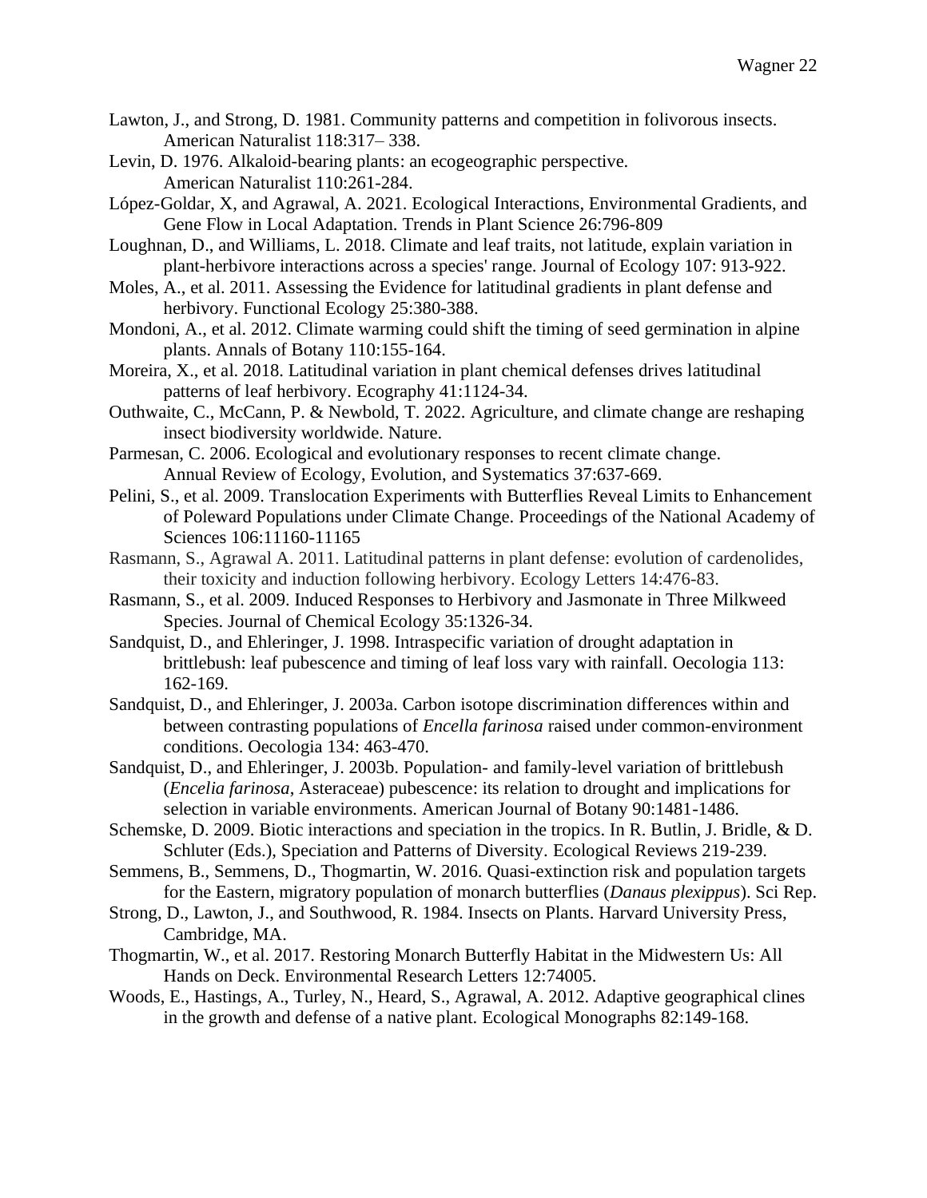Lawton, J., and Strong, D. 1981. Community patterns and competition in folivorous insects. American Naturalist 118:317– 338.

Levin, D. 1976. Alkaloid-bearing plants: an ecogeographic perspective. American Naturalist 110:261-284.

López-Goldar, X, and Agrawal, A. 2021. Ecological Interactions, Environmental Gradients, and Gene Flow in Local Adaptation. Trends in Plant Science 26:796-809

Loughnan, D., and Williams, L. 2018. Climate and leaf traits, not latitude, explain variation in plant-herbivore interactions across a species' range. Journal of Ecology 107: 913-922.

Moles, A., et al. 2011. Assessing the Evidence for latitudinal gradients in plant defense and herbivory. Functional Ecology 25:380-388.

Mondoni, A., et al. 2012. Climate warming could shift the timing of seed germination in alpine plants. Annals of Botany 110:155-164.

Moreira, X., et al. 2018. Latitudinal variation in plant chemical defenses drives latitudinal patterns of leaf herbivory. Ecography 41:1124-34.

Outhwaite, C., McCann, P. & Newbold, T. 2022. Agriculture, and climate change are reshaping insect biodiversity worldwide. Nature.

Parmesan, C. 2006. Ecological and evolutionary responses to recent climate change. Annual Review of Ecology, Evolution, and Systematics 37:637-669.

Pelini, S., et al. 2009. Translocation Experiments with Butterflies Reveal Limits to Enhancement of Poleward Populations under Climate Change. Proceedings of the National Academy of Sciences 106:11160-11165

Rasmann, S., Agrawal A. 2011. Latitudinal patterns in plant defense: evolution of cardenolides, their toxicity and induction following herbivory. Ecology Letters 14:476-83.

Rasmann, S., et al. 2009. Induced Responses to Herbivory and Jasmonate in Three Milkweed Species. Journal of Chemical Ecology 35:1326-34.

Sandquist, D., and Ehleringer, J. 1998. Intraspecific variation of drought adaptation in brittlebush: leaf pubescence and timing of leaf loss vary with rainfall. Oecologia 113: 162-169.

Sandquist, D., and Ehleringer, J. 2003a. Carbon isotope discrimination differences within and between contrasting populations of *Encella farinosa* raised under common-environment conditions. Oecologia 134: 463-470.

Sandquist, D., and Ehleringer, J. 2003b. Population- and family-level variation of brittlebush (*Encelia farinosa*, Asteraceae) pubescence: its relation to drought and implications for selection in variable environments. American Journal of Botany 90:1481-1486.

Schemske, D. 2009. Biotic interactions and speciation in the tropics. In R. Butlin, J. Bridle, & D. Schluter (Eds.), Speciation and Patterns of Diversity. Ecological Reviews 219-239.

Semmens, B., Semmens, D., Thogmartin, W. 2016. Quasi-extinction risk and population targets for the Eastern, migratory population of monarch butterflies (*Danaus plexippus*). Sci Rep.

Strong, D., Lawton, J., and Southwood, R. 1984. Insects on Plants. Harvard University Press, Cambridge, MA.

Thogmartin, W., et al. 2017. Restoring Monarch Butterfly Habitat in the Midwestern Us: All Hands on Deck. Environmental Research Letters 12:74005.

Woods, E., Hastings, A., Turley, N., Heard, S., Agrawal, A. 2012. Adaptive geographical clines in the growth and defense of a native plant. Ecological Monographs 82:149-168.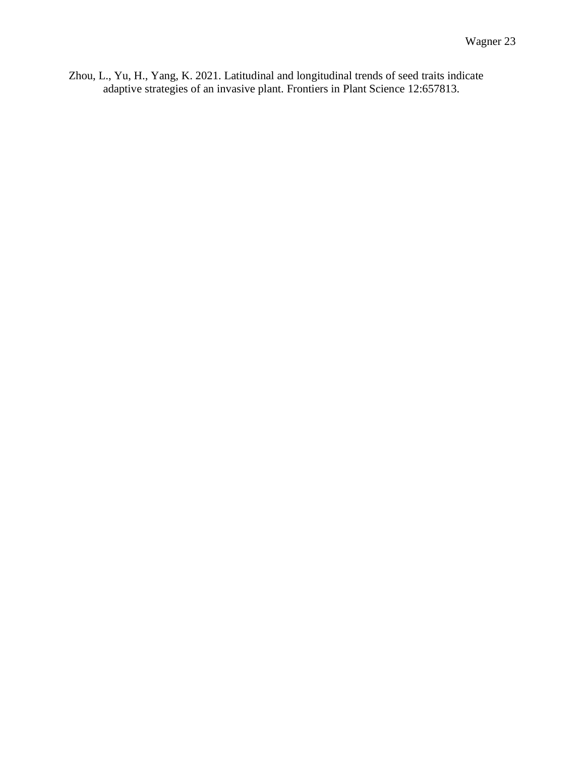Zhou, L., Yu, H., Yang, K. 2021. Latitudinal and longitudinal trends of seed traits indicate adaptive strategies of an invasive plant. Frontiers in Plant Science 12:657813.